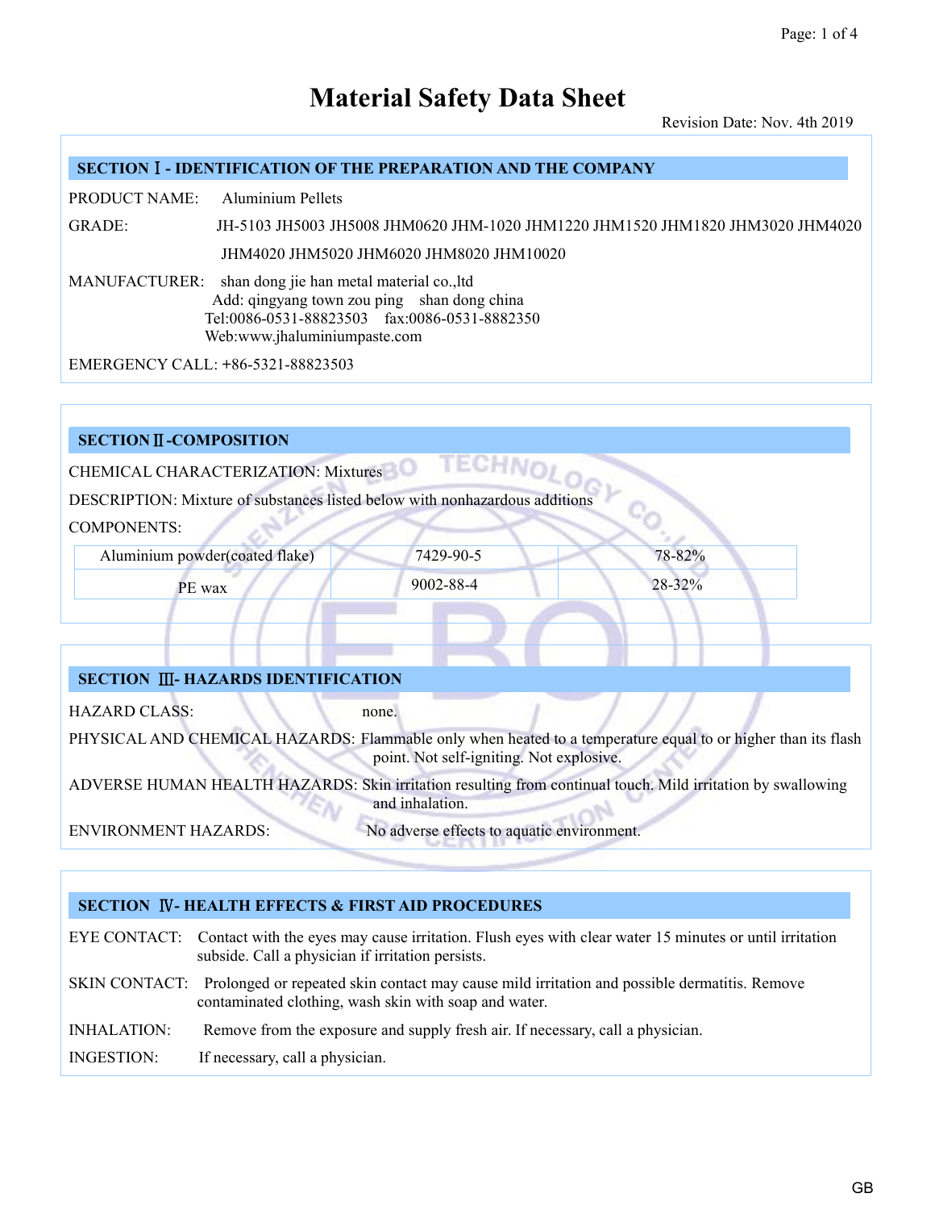# Material Safety Data Sheet

Revision Date: Nov. 4th 2019

## SECTION Ⅰ - IDENTIFICATION OF THE PREPARATION AND THE COMPANY

PRODUCT NAME: Aluminium Pellets

GRADE: JH-5103 JH5003 JH5008 JHM0620 JHM-1020 JHM1220 JHM1520 JHM1820 JHM3020 JHM4020 JHM4020 JHM5020 JHM6020 JHM8020 JHM10020

MANUFACTURER: shan dong jie han metal material co.,ltd
Add: qingyang town zou ping shan dong china
Tel:0086-0531-88823503 fax:0086-0531-8882350
Web:www.jhaluminiumpaste.com

EMERGENCY CALL: +86-5321-88823503

## SECTION Ⅱ -COMPOSITION

CHEMICAL CHARACTERIZATION: Mixtures

DESCRIPTION: Mixture of substances listed below with nonhazardous additions

COMPONENTS:

| Aluminium powder(coated flake) | 7429-90-5 | 78-82% |
|---|---|---|
| PE wax | 9002-88-4 | 28-32% |

## SECTION Ⅲ- HAZARDS IDENTIFICATION

HAZARD CLASS: none.

PHYSICAL AND CHEMICAL HAZARDS: Flammable only when heated to a temperature equal to or higher than its flash point. Not self-igniting. Not explosive.

ADVERSE HUMAN HEALTH HAZARDS: Skin irritation resulting from continual touch. Mild irritation by swallowing and inhalation.

ENVIRONMENT HAZARDS: No adverse effects to aquatic environment.

## SECTION Ⅳ- HEALTH EFFECTS & FIRST AID PROCEDURES

EYE CONTACT: Contact with the eyes may cause irritation. Flush eyes with clear water 15 minutes or until irritation subside. Call a physician if irritation persists.

SKIN CONTACT: Prolonged or repeated skin contact may cause mild irritation and possible dermatitis. Remove contaminated clothing, wash skin with soap and water.

INHALATION: Remove from the exposure and supply fresh air. If necessary, call a physician.

INGESTION: If necessary, call a physician.

GB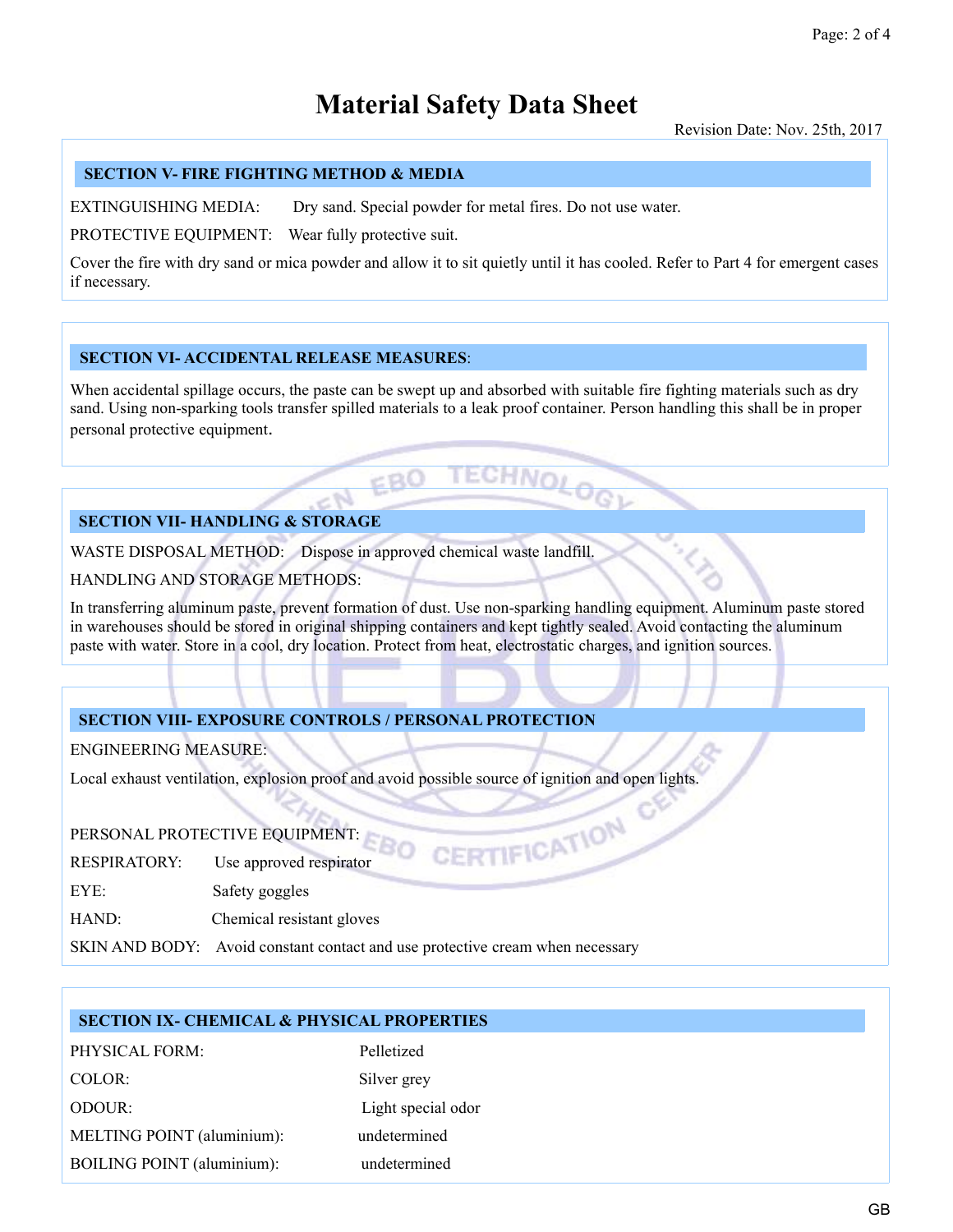# Material Safety Data Sheet

Revision Date: Nov. 25th, 2017

## SECTION V- FIRE FIGHTING METHOD & MEDIA

EXTINGUISHING MEDIA: Dry sand. Special powder for metal fires. Do not use water.

PROTECTIVE EQUIPMENT: Wear fully protective suit.

Cover the fire with dry sand or mica powder and allow it to sit quietly until it has cooled. Refer to Part 4 for emergent cases if necessary.

## SECTION VI- ACCIDENTAL RELEASE MEASURES:

When accidental spillage occurs, the paste can be swept up and absorbed with suitable fire fighting materials such as dry sand. Using non-sparking tools transfer spilled materials to a leak proof container. Person handling this shall be in proper personal protective equipment.

## SECTION VII- HANDLING & STORAGE

WASTE DISPOSAL METHOD: Dispose in approved chemical waste landfill.

HANDLING AND STORAGE METHODS:

In transferring aluminum paste, prevent formation of dust. Use non-sparking handling equipment. Aluminum paste stored in warehouses should be stored in original shipping containers and kept tightly sealed. Avoid contacting the aluminum paste with water. Store in a cool, dry location. Protect from heat, electrostatic charges, and ignition sources.

## SECTION VIII- EXPOSURE CONTROLS / PERSONAL PROTECTION

ENGINEERING MEASURE:

Local exhaust ventilation, explosion proof and avoid possible source of ignition and open lights.

PERSONAL PROTECTIVE EQUIPMENT:

RESPIRATORY: Use approved respirator

EYE: Safety goggles

HAND: Chemical resistant gloves

SKIN AND BODY: Avoid constant contact and use protective cream when necessary

## SECTION IX- CHEMICAL & PHYSICAL PROPERTIES

| | |
|---|---|
| PHYSICAL FORM: | Pelletized |
| COLOR: | Silver grey |
| ODOUR: | Light special odor |
| MELTING POINT (aluminium): | undetermined |
| BOILING POINT (aluminium): | undetermined |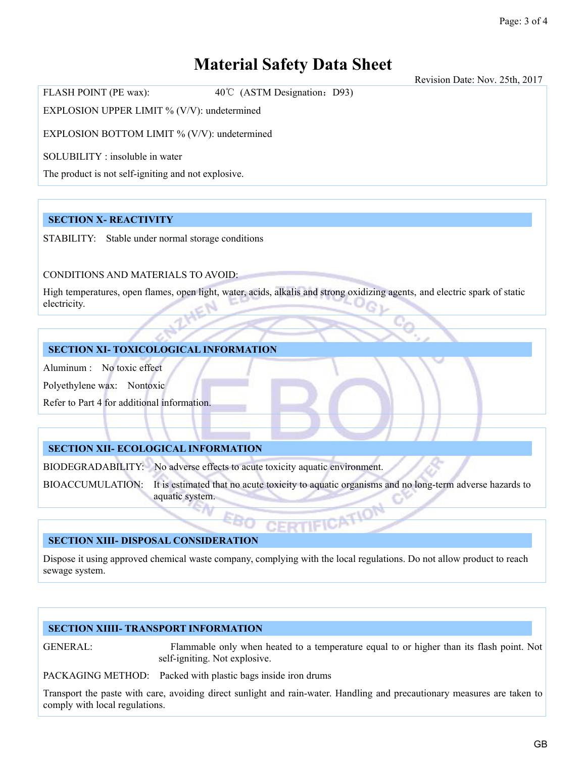# Material Safety Data Sheet

Revision Date: Nov. 25th, 2017

FLASH POINT (PE wax): 40℃ (ASTM Designation：D93)

EXPLOSION UPPER LIMIT % (V/V): undetermined

EXPLOSION BOTTOM LIMIT % (V/V): undetermined

SOLUBILITY : insoluble in water

The product is not self-igniting and not explosive.

## SECTION X- REACTIVITY

STABILITY: Stable under normal storage conditions

CONDITIONS AND MATERIALS TO AVOID:

High temperatures, open flames, open light, water, acids, alkalis and strong oxidizing agents, and electric spark of static electricity.

## SECTION XI- TOXICOLOGICAL INFORMATION

Aluminum : No toxic effect

Polyethylene wax: Nontoxic

Refer to Part 4 for additional information.

## SECTION XII- ECOLOGICAL INFORMATION

BIODEGRADABILITY: No adverse effects to acute toxicity aquatic environment.

BIOACCUMULATION: It is estimated that no acute toxicity to aquatic organisms and no long-term adverse hazards to aquatic system.

## SECTION XIII- DISPOSAL CONSIDERATION

Dispose it using approved chemical waste company, complying with the local regulations. Do not allow product to reach sewage system.

## SECTION XIIII- TRANSPORT INFORMATION

GENERAL: Flammable only when heated to a temperature equal to or higher than its flash point. Not self-igniting. Not explosive.

PACKAGING METHOD: Packed with plastic bags inside iron drums

Transport the paste with care, avoiding direct sunlight and rain-water. Handling and precautionary measures are taken to comply with local regulations.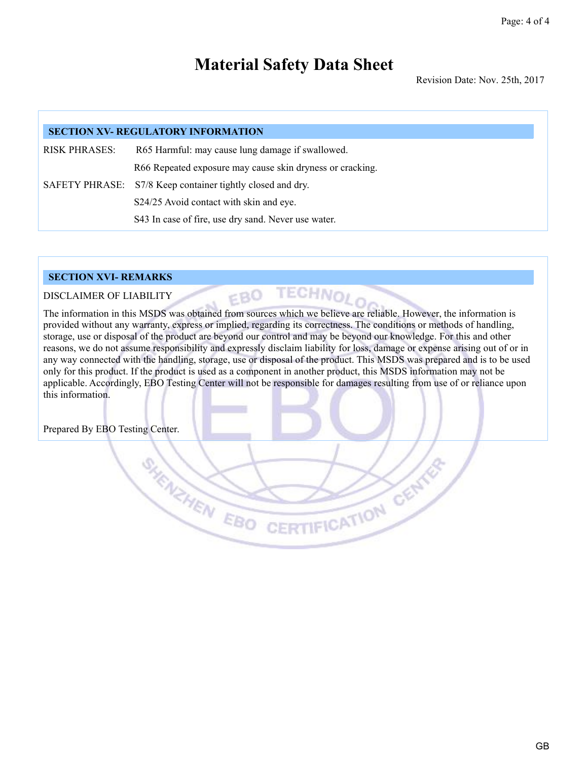# Material Safety Data Sheet

Revision Date: Nov. 25th, 2017

## SECTION XV- REGULATORY INFORMATION

RISK PHRASES: R65 Harmful: may cause lung damage if swallowed.

R66 Repeated exposure may cause skin dryness or cracking.

SAFETY PHRASE: S7/8 Keep container tightly closed and dry.

S24/25 Avoid contact with skin and eye.

S43 In case of fire, use dry sand. Never use water.

## SECTION XVI- REMARKS

DISCLAIMER OF LIABILITY

The information in this MSDS was obtained from sources which we believe are reliable. However, the information is provided without any warranty, express or implied, regarding its correctness. The conditions or methods of handling, storage, use or disposal of the product are beyond our control and may be beyond our knowledge. For this and other reasons, we do not assume responsibility and expressly disclaim liability for loss, damage or expense arising out of or in any way connected with the handling, storage, use or disposal of the product. This MSDS was prepared and is to be used only for this product. If the product is used as a component in another product, this MSDS information may not be applicable. Accordingly, EBO Testing Center will not be responsible for damages resulting from use of or reliance upon this information.

Prepared By EBO Testing Center.